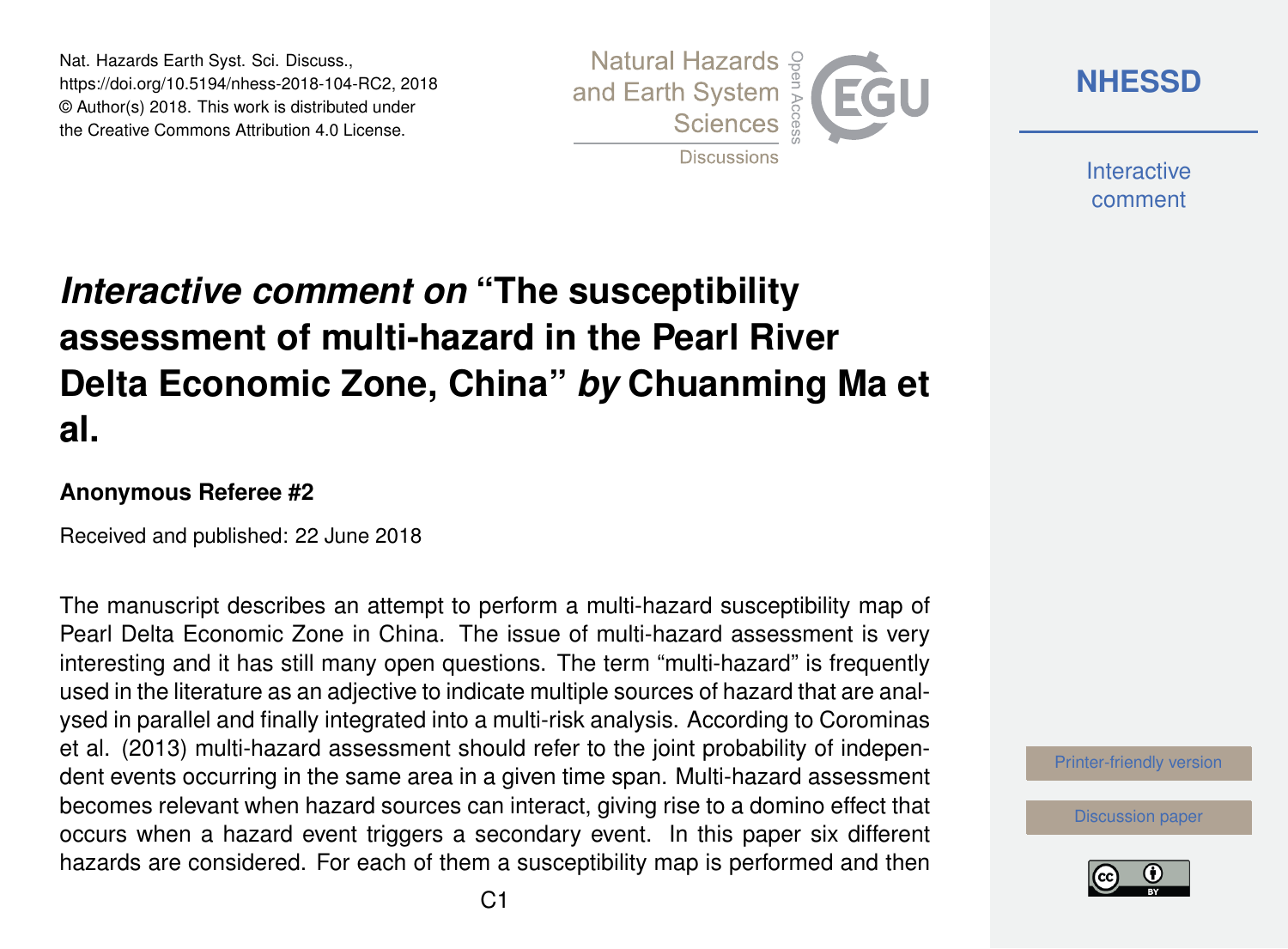# *Interactive comment on* "The susceptibility assessment of multi-hazard in the Pearl River Delta Economic Zone, China" *by* Chuanming Ma et al.

**Anonymous Referee #2**

Received and published: 22 June 2018

The manuscript describes an attempt to perform a multi-hazard susceptibility map of Pearl Delta Economic Zone in China. The issue of multi-hazard assessment is very interesting and it has still many open questions. The term "multi-hazard" is frequently used in the literature as an adjective to indicate multiple sources of hazard that are analysed in parallel and finally integrated into a multi-risk analysis. According to Corominas et al. (2013) multi-hazard assessment should refer to the joint probability of independent events occurring in the same area in a given time span. Multi-hazard assessment becomes relevant when hazard sources can interact, giving rise to a domino effect that occurs when a hazard event triggers a secondary event. In this paper six different hazards are considered. For each of them a susceptibility map is performed and then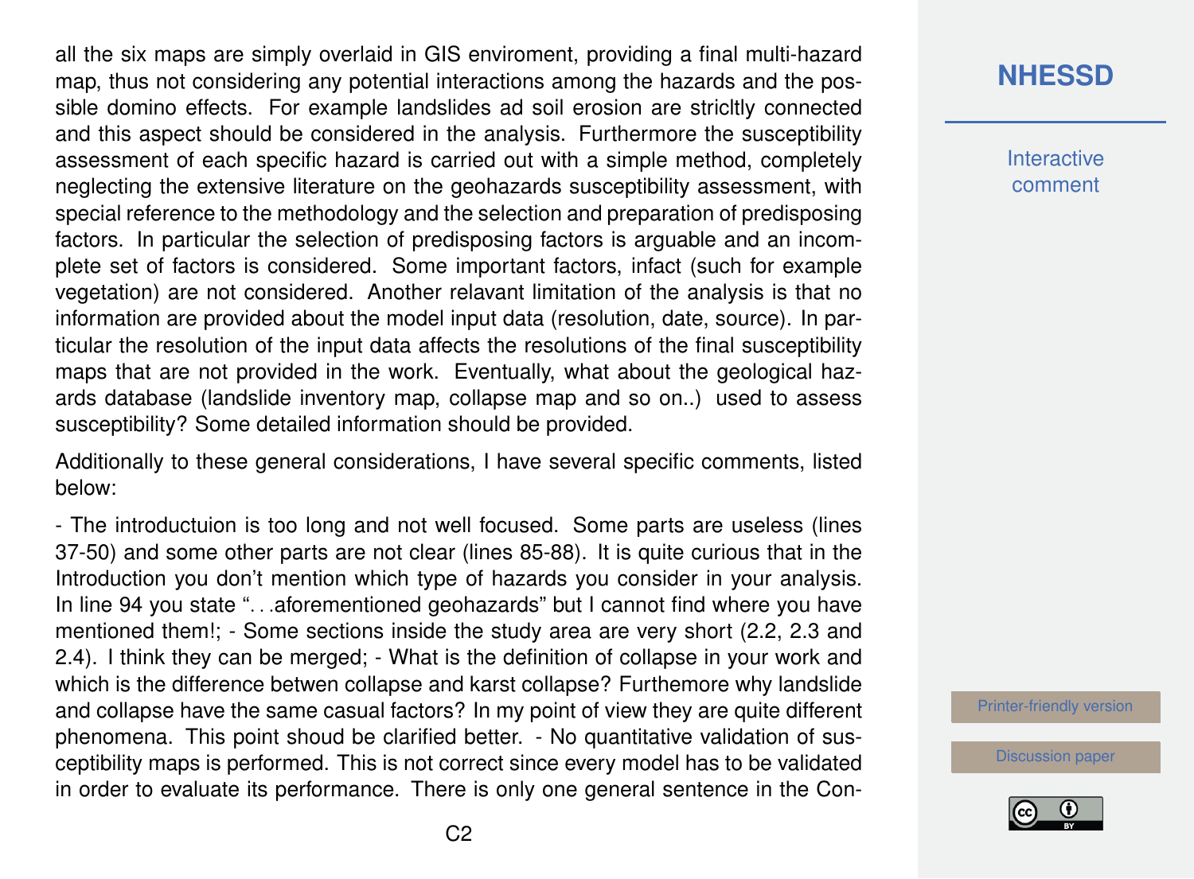all the six maps are simply overlaid in GIS enviroment, providing a final multi-hazard map, thus not considering any potential interactions among the hazards and the possible domino effects. For example landslides ad soil erosion are stricltly connected and this aspect should be considered in the analysis. Furthermore the susceptibility assessment of each specific hazard is carried out with a simple method, completely neglecting the extensive literature on the geohazards susceptibility assessment, with special reference to the methodology and the selection and preparation of predisposing factors. In particular the selection of predisposing factors is arguable and an incomplete set of factors is considered. Some important factors, infact (such for example vegetation) are not considered. Another relavant limitation of the analysis is that no information are provided about the model input data (resolution, date, source). In particular the resolution of the input data affects the resolutions of the final susceptibility maps that are not provided in the work. Eventually, what about the geological hazards database (landslide inventory map, collapse map and so on..) used to assess susceptibility? Some detailed information should be provided.

Additionally to these general considerations, I have several specific comments, listed below:

- The introductuion is too long and not well focused. Some parts are useless (lines 37-50) and some other parts are not clear (lines 85-88). It is quite curious that in the Introduction you don't mention which type of hazards you consider in your analysis. In line 94 you state "…aforementioned geohazards" but I cannot find where you have mentioned them!; - Some sections inside the study area are very short (2.2, 2.3 and 2.4). I think they can be merged; - What is the definition of collapse in your work and which is the difference betwen collapse and karst collapse? Furthemore why landslide and collapse have the same casual factors? In my point of view they are quite different phenomena. This point shoud be clarified better. - No quantitative validation of susceptibility maps is performed. This is not correct since every model has to be validated in order to evaluate its performance. There is only one general sentence in the Con-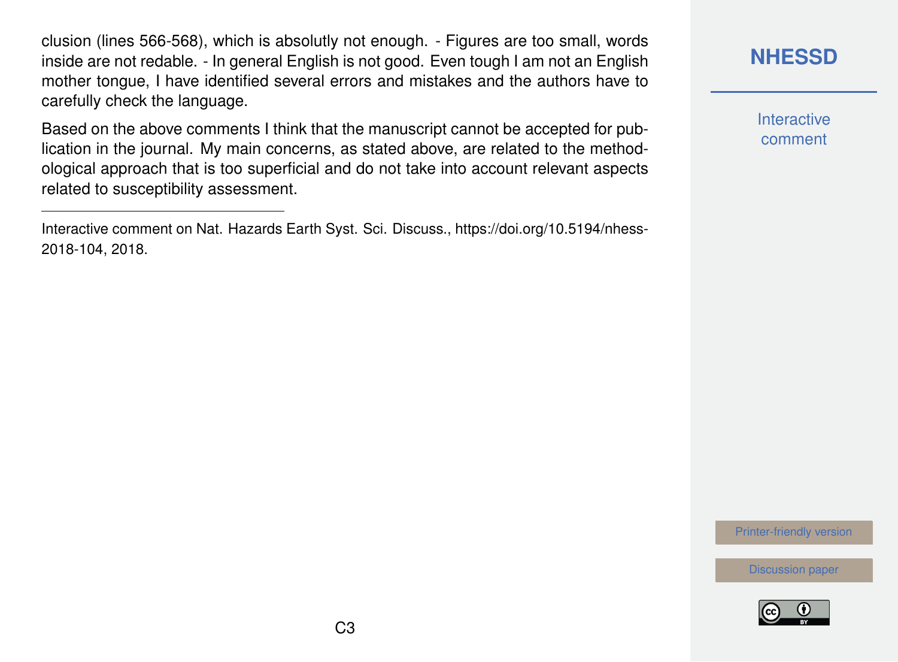clusion (lines 566-568), which is absolutly not enough. - Figures are too small, words inside are not redable. - In general English is not good. Even tough I am not an English mother tongue, I have identified several errors and mistakes and the authors have to carefully check the language.

Based on the above comments I think that the manuscript cannot be accepted for publication in the journal. My main concerns, as stated above, are related to the methodological approach that is too superficial and do not take into account relevant aspects related to susceptibility assessment.

---

Interactive comment on Nat. Hazards Earth Syst. Sci. Discuss., https://doi.org/10.5194/nhess-2018-104, 2018.